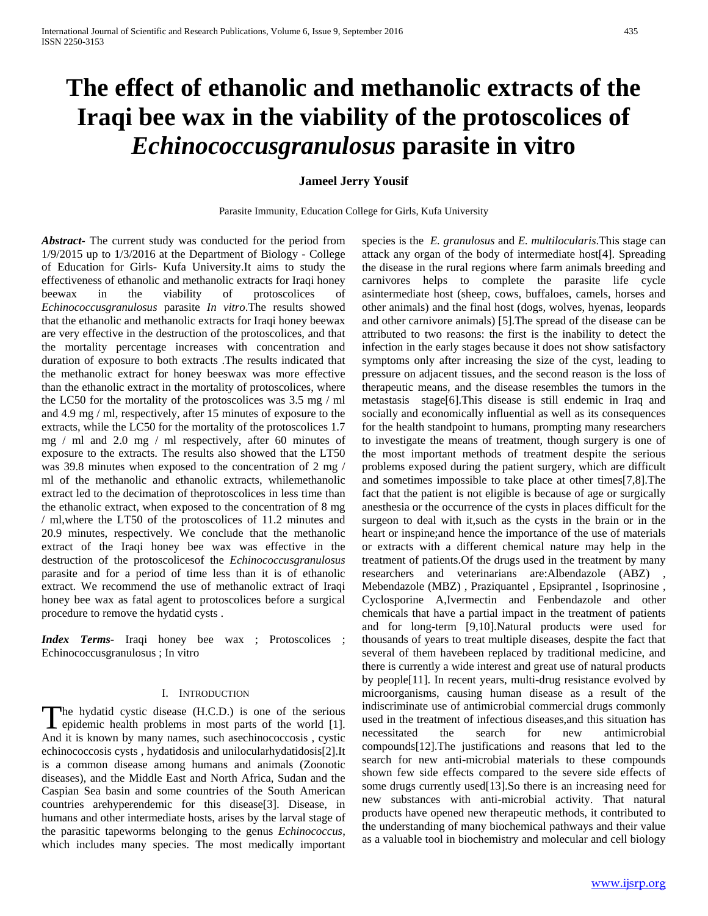# The effect of ethanolic and methanolic extracts of the Iraqi bee wax in the viability of the protoscolices of *Echinococcusgranulosus* parasite in vitro

**Jameel Jerry Yousif**

Parasite Immunity, Education College for Girls, Kufa University

***Abstract-*** The current study was conducted for the period from 1/9/2015 up to 1/3/2016 at the Department of Biology - College of Education for Girls- Kufa University.It aims to study the effectiveness of ethanolic and methanolic extracts for Iraqi honey beewax in the viability of protoscolices of *Echinococcusgranulosus* parasite *In vitro*.The results showed that the ethanolic and methanolic extracts for Iraqi honey beewax are very effective in the destruction of the protoscolices, and that the mortality percentage increases with concentration and duration of exposure to both extracts .The results indicated that the methanolic extract for honey beeswax was more effective than the ethanolic extract in the mortality of protoscolices, where the LC50 for the mortality of the protoscolices was 3.5 mg / ml and 4.9 mg / ml, respectively, after 15 minutes of exposure to the extracts, while the LC50 for the mortality of the protoscolices 1.7 mg / ml and 2.0 mg / ml respectively, after 60 minutes of exposure to the extracts. The results also showed that the LT50 was 39.8 minutes when exposed to the concentration of 2 mg / ml of the methanolic and ethanolic extracts, whilemethanolic extract led to the decimation of theprotoscolices in less time than the ethanolic extract, when exposed to the concentration of 8 mg / ml,where the LT50 of the protoscolices of 11.2 minutes and 20.9 minutes, respectively. We conclude that the methanolic extract of the Iraqi honey bee wax was effective in the destruction of the protoscolicesof the *Echinococcusgranulosus* parasite and for a period of time less than it is of ethanolic extract. We recommend the use of methanolic extract of Iraqi honey bee wax as fatal agent to protoscolices before a surgical procedure to remove the hydatid cysts .

***Index Terms*-** Iraqi honey bee wax ; Protoscolices ; Echinococcusgranulosus ; In vitro

## I. Introduction

The hydatid cystic disease (H.C.D.) is one of the serious epidemic health problems in most parts of the world [1]. And it is known by many names, such asechinococcosis , cystic echinococcosis cysts , hydatidosis and unilocularhydatidosis[2].It is a common disease among humans and animals (Zoonotic diseases), and the Middle East and North Africa, Sudan and the Caspian Sea basin and some countries of the South American countries arehyperendemic for this disease[3]. Disease, in humans and other intermediate hosts, arises by the larval stage of the parasitic tapeworms belonging to the genus *Echinococcus*, which includes many species. The most medically important species is the *E. granulosus* and *E. multilocularis*.This stage can attack any organ of the body of intermediate host[4]. Spreading the disease in the rural regions where farm animals breeding and carnivores helps to complete the parasite life cycle asintermediate host (sheep, cows, buffaloes, camels, horses and other animals) and the final host (dogs, wolves, hyenas, leopards and other carnivore animals) [5].The spread of the disease can be attributed to two reasons: the first is the inability to detect the infection in the early stages because it does not show satisfactory symptoms only after increasing the size of the cyst, leading to pressure on adjacent tissues, and the second reason is the loss of therapeutic means, and the disease resembles the tumors in the metastasis stage[6].This disease is still endemic in Iraq and socially and economically influential as well as its consequences for the health standpoint to humans, prompting many researchers to investigate the means of treatment, though surgery is one of the most important methods of treatment despite the serious problems exposed during the patient surgery, which are difficult and sometimes impossible to take place at other times[7,8].The fact that the patient is not eligible is because of age or surgically anesthesia or the occurrence of the cysts in places difficult for the surgeon to deal with it,such as the cysts in the brain or in the heart or inspine;and hence the importance of the use of materials or extracts with a different chemical nature may help in the treatment of patients.Of the drugs used in the treatment by many researchers and veterinarians are:Albendazole (ABZ) , Mebendazole (MBZ) , Praziquantel , Epsiprantel , Isoprinosine , Cyclosporine A,Ivermectin and Fenbendazole and other chemicals that have a partial impact in the treatment of patients and for long-term [9,10].Natural products were used for thousands of years to treat multiple diseases, despite the fact that several of them havebeen replaced by traditional medicine, and there is currently a wide interest and great use of natural products by people[11]. In recent years, multi-drug resistance evolved by microorganisms, causing human disease as a result of the indiscriminate use of antimicrobial commercial drugs commonly used in the treatment of infectious diseases,and this situation has necessitated the search for new antimicrobial compounds[12].The justifications and reasons that led to the search for new anti-microbial materials to these compounds shown few side effects compared to the severe side effects of some drugs currently used[13].So there is an increasing need for new substances with anti-microbial activity. That natural products have opened new therapeutic methods, it contributed to the understanding of many biochemical pathways and their value as a valuable tool in biochemistry and molecular and cell biology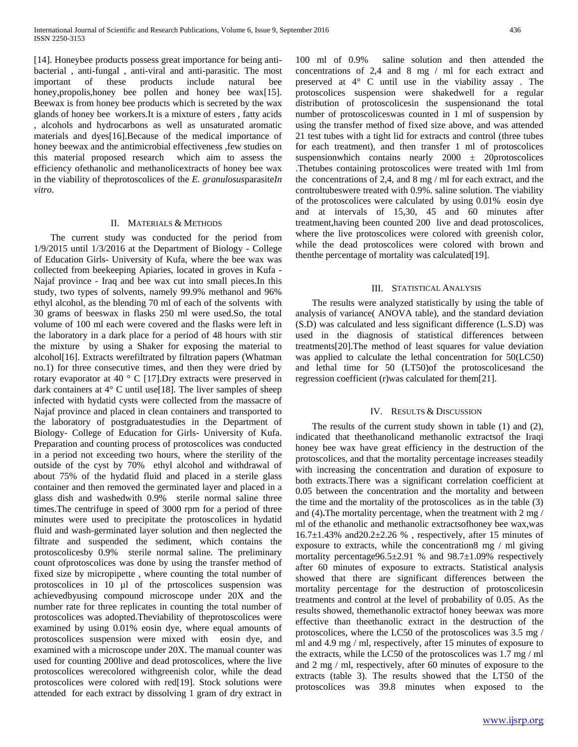[14]. Honeybee products possess great importance for being anti-bacterial , anti-fungal , anti-viral and anti-parasitic. The most important of these products include natural bee honey,propolis,honey bee pollen and honey bee wax[15]. Beewax is from honey bee products which is secreted by the wax glands of honey bee workers.It is a mixture of esters , fatty acids , alcohols and hydrocarbons as well as unsaturated aromatic materials and dyes[16].Because of the medical importance of honey beewax and the antimicrobial effectiveness ,few studies on this material proposed research which aim to assess the efficiency ofethanolic and methanolicextracts of honey bee wax in the viability of theprotoscolices of the *E. granulosus*parasite*In vitro*.

## II. Materials & Methods

The current study was conducted for the period from 1/9/2015 until 1/3/2016 at the Department of Biology - College of Education Girls- University of Kufa, where the bee wax was collected from beekeeping Apiaries, located into groves in Kufa - Najaf province - Iraq and bee wax cut into small pieces.In this study, two types of solvents, namely 99.9% methanol and 96% ethyl alcohol, as the blending 70 ml of each of the solvents with 30 grams of beeswax in flasks 250 ml were used.So, the total volume of 100 ml each were covered and the flasks were left in the laboratory in a dark place for a period of 48 hours with stir the mixture by using a Shaker for exposing the material to alcohol[16]. Extracts werefiltrated by filtration papers (Whatman no.1) for three consecutive times, and then they were dried by rotary evaporator at 40 ° C [17].Dry extracts were preserved in dark containers at 4° C until use[18]. The liver samples of sheep infected with hydatid cysts were collected from the massacre of Najaf province and placed in clean containers and transported to the laboratory of postgraduatestudies in the Department of Biology- College of Education for Girls- University of Kufa. Preparation and counting process of protoscolices was conducted in a period not exceeding two hours, where the sterility of the outside of the cyst by 70% ethyl alcohol and withdrawal of about 75% of the hydatid fluid and placed in a sterile glass container and then removed the germinated layer and placed in a glass dish and washedwith 0.9% sterile normal saline three times.The centrifuge in speed of 3000 rpm for a period of three minutes were used to precipitate the protoscolices in hydatid fluid and wash-germinated layer solution and then neglected the filtrate and suspended the sediment, which contains the protoscolicesby 0.9% sterile normal saline. The preliminary count ofprotoscolices was done by using the transfer method of fixed size by micropipette , where counting the total number of protoscolices in 10 µl of the prtoscolices suspension was achievedbyusing compound microscope under 20X and the number rate for three replicates in counting the total number of protoscolices was adopted.Theviability of theprotoscolices were examined by using 0.01% eosin dye, where equal amounts of protoscolices suspension were mixed with eosin dye, and examined with a microscope under 20X. The manual counter was used for counting 200live and dead protoscolices, where the live protoscolices werecolored withgreenish color, while the dead protoscolices were colored with red[19]. Stock solutions were attended for each extract by dissolving 1 gram of dry extract in 100 ml of 0.9% saline solution and then attended the concentrations of 2,4 and 8 mg / ml for each extract and preserved at 4° C until use in the viability assay . The protoscolices suspension were shakedwell for a regular distribution of protoscolicesin the suspensionand the total number of protoscoliceswas counted in 1 ml of suspension by using the transfer method of fixed size above, and was attended 21 test tubes with a tight lid for extracts and control (three tubes for each treatment), and then transfer 1 ml of protoscolices suspensionwhich contains nearly 2000 ± 20protoscolices .Thetubes containing protoscolices were treated with 1ml from the concentrations of 2,4, and 8 mg / ml for each extract, and the controltubeswere treated with 0.9%. saline solution. The viability of the protoscolices were calculated by using 0.01% eosin dye and at intervals of 15,30, 45 and 60 minutes after treatment,having been counted 200 live and dead protoscolices, where the live protoscolices were colored with greenish color, while the dead protoscolices were colored with brown and thenthe percentage of mortality was calculated[19].

## III. Statistical Analysis

The results were analyzed statistically by using the table of analysis of variance( ANOVA table), and the standard deviation (S.D) was calculated and less significant difference (L.S.D) was used in the diagnosis of statistical differences between treatments[20].The method of least squares for value deviation was applied to calculate the lethal concentration for 50(LC50) and lethal time for 50 (LT50)of the protoscolicesand the regression coefficient (r)was calculated for them[21].

## IV. Results & Discussion

The results of the current study shown in table (1) and (2), indicated that theethanolicand methanolic extractsof the Iraqi honey bee wax have great efficiency in the destruction of the protoscolices, and that the mortality percentage increases steadily with increasing the concentration and duration of exposure to both extracts.There was a significant correlation coefficient at 0.05 between the concentration and the mortality and between the time and the mortality of the protoscolices as in the table (3) and (4)**.**The mortality percentage, when the treatment with 2 mg / ml of the ethanolic and methanolic extractsofhoney bee wax,was 16.7±1.43% and20.2±2.26 % , respectively, after 15 minutes of exposure to extracts, while the concentration8 mg / ml giving mortality percentage96.5±2.91 % and 98.7±1.09% respectively after 60 minutes of exposure to extracts. Statistical analysis showed that there are significant differences between the mortality percentage for the destruction of protoscolicesin treatments and control at the level of probability of 0.05. As the results showed, themethanolic extractof honey beewax was more effective than theethanolic extract in the destruction of the protoscolices, where the LC50 of the protoscolices was 3.5 mg / ml and 4.9 mg / ml, respectively, after 15 minutes of exposure to the extracts, while the LC50 of the protoscolices was 1.7 mg / ml and 2 mg / ml, respectively, after 60 minutes of exposure to the extracts (table 3). The results showed that the LT50 of the protoscolices was 39.8 minutes when exposed to the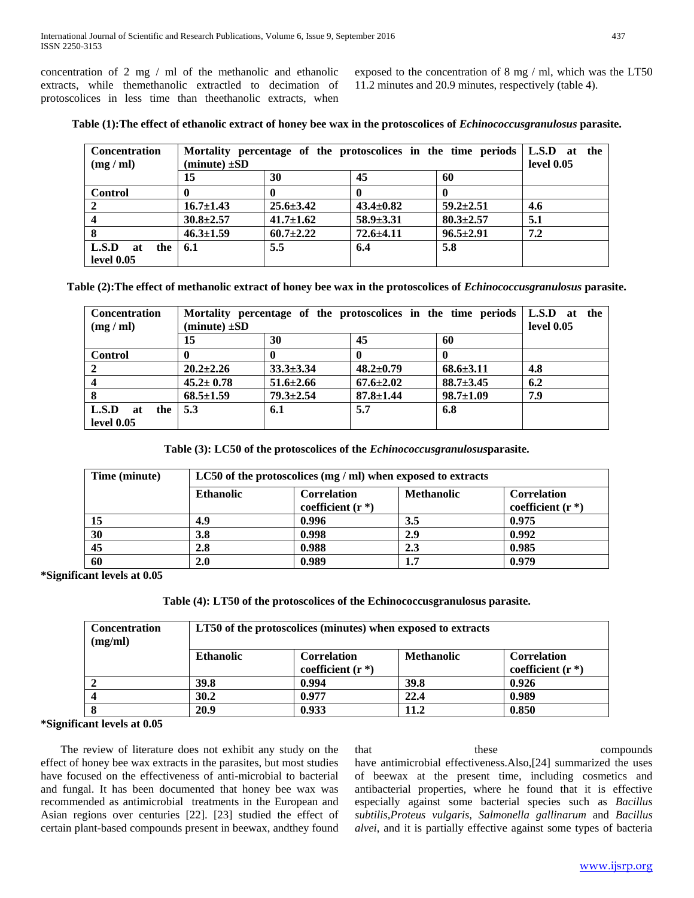concentration of 2 mg / ml of the methanolic and ethanolic extracts, while themethanolic extractled to decimation of protoscolices in less time than theethanolic extracts, when exposed to the concentration of 8 mg / ml, which was the LT50 11.2 minutes and 20.9 minutes, respectively (table 4).

**Table (1):The effect of ethanolic extract of honey bee wax in the protoscolices of *Echinococcusgranulosus* parasite.**

| **Concentration (mg / ml)** | **Mortality percentage of the protoscolices in the time periods (minute) ±SD** | | | | **L.S.D at the level 0.05** |
|---|---|---|---|---|---|
| | **15** | **30** | **45** | **60** | |
| **Control** | **0** | **0** | **0** | **0** | |
| **2** | **16.7±1.43** | **25.6±3.42** | **43.4±0.82** | **59.2±2.51** | **4.6** |
| **4** | **30.8±2.57** | **41.7±1.62** | **58.9±3.31** | **80.3±2.57** | **5.1** |
| **8** | **46.3±1.59** | **60.7±2.22** | **72.6±4.11** | **96.5±2.91** | **7.2** |
| **L.S.D at the level 0.05** | **6.1** | **5.5** | **6.4** | **5.8** | |

**Table (2):The effect of methanolic extract of honey bee wax in the protoscolices of *Echinococcusgranulosus* parasite.**

| **Concentration (mg / ml)** | **Mortality percentage of the protoscolices in the time periods (minute) ±SD** | | | | **L.S.D at the level 0.05** |
|---|---|---|---|---|---|
| | **15** | **30** | **45** | **60** | |
| **Control** | **0** | **0** | **0** | **0** | |
| **2** | **20.2±2.26** | **33.3±3.34** | **48.2±0.79** | **68.6±3.11** | **4.8** |
| **4** | **45.2± 0.78** | **51.6±2.66** | **67.6±2.02** | **88.7±3.45** | **6.2** |
| **8** | **68.5±1.59** | **79.3±2.54** | **87.8±1.44** | **98.7±1.09** | **7.9** |
| **L.S.D at the level 0.05** | **5.3** | **6.1** | **5.7** | **6.8** | |

**Table (3): LC50 of the protoscolices of the *Echinococcusgranulosus*parasite.**

| **Time (minute)** | **LC50 of the protoscolices (mg / ml) when exposed to extracts** | | | |
|---|---|---|---|---|
| | **Ethanolic** | **Correlation coefficient (r \*)** | **Methanolic** | **Correlation coefficient (r \*)** |
| **15** | **4.9** | **0.996** | **3.5** | **0.975** |
| **30** | **3.8** | **0.998** | **2.9** | **0.992** |
| **45** | **2.8** | **0.988** | **2.3** | **0.985** |
| **60** | **2.0** | **0.989** | **1.7** | **0.979** |

**\*Significant levels at 0.05**

**Table (4): LT50 of the protoscolices of the Echinococcusgranulosus parasite.**

| **Concentration (mg/ml)** | **LT50 of the protoscolices (minutes) when exposed to extracts** | | | |
|---|---|---|---|---|
| | **Ethanolic** | **Correlation coefficient (r \*)** | **Methanolic** | **Correlation coefficient (r \*)** |
| **2** | **39.8** | **0.994** | **39.8** | **0.926** |
| **4** | **30.2** | **0.977** | **22.4** | **0.989** |
| **8** | **20.9** | **0.933** | **11.2** | **0.850** |

**\*Significant levels at 0.05**

The review of literature does not exhibit any study on the effect of honey bee wax extracts in the parasites, but most studies have focused on the effectiveness of anti-microbial to bacterial and fungal. It has been documented that honey bee wax was recommended as antimicrobial treatments in the European and Asian regions over centuries [22]. [23] studied the effect of certain plant-based compounds present in beewax, andthey found that these compounds have antimicrobial effectiveness.Also,[24] summarized the uses of beewax at the present time, including cosmetics and antibacterial properties, where he found that it is effective especially against some bacterial species such as *Bacillus subtilis*,*Proteus vulgaris, Salmonella gallinarum* and *Bacillus alvei*, and it is partially effective against some types of bacteria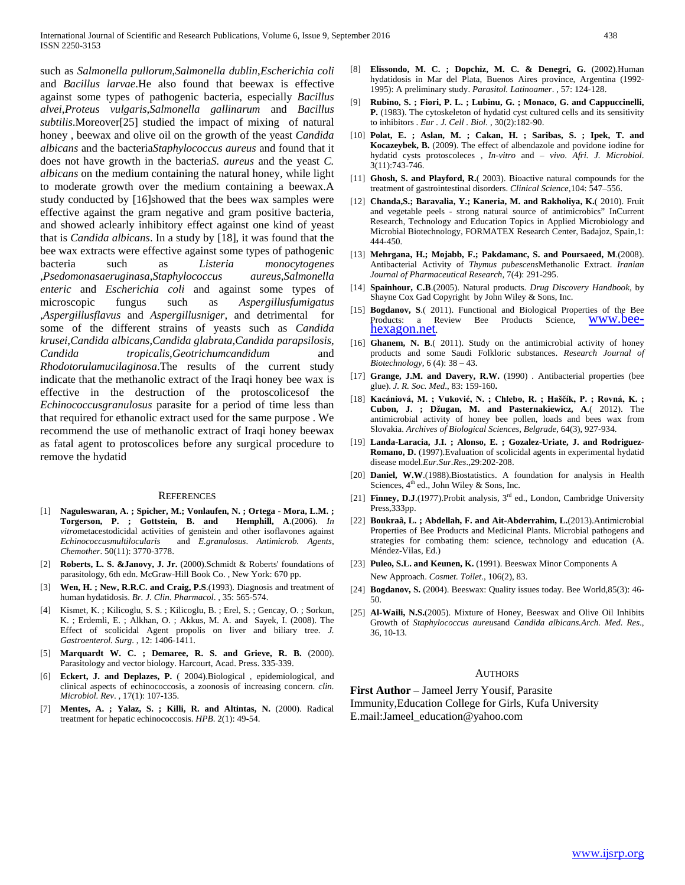such as *Salmonella pullorum*,*Salmonella dublin*,*Escherichia coli* and *Bacillus larvae*.He also found that beewax is effective against some types of pathogenic bacteria, especially *Bacillus alvei*,*Proteus vulgaris*,*Salmonella gallinarum* and *Bacillus subtilis*.Moreover[25] studied the impact of mixing of natural honey , beewax and olive oil on the growth of the yeast *Candida albicans* and the bacteria*Staphylococcus aureus* and found that it does not have growth in the bacteria*S. aureus* and the yeast *C. albicans* on the medium containing the natural honey, while light to moderate growth over the medium containing a beewax.A study conducted by [16]showed that the bees wax samples were effective against the gram negative and gram positive bacteria, and showed aclearly inhibitory effect against one kind of yeast that is *Candida albicans*. In a study by [18], it was found that the bee wax extracts were effective against some types of pathogenic bacteria such as *Listeria monocytogenes* ,*Psedomonasaeruginasa*,*Staphylococcus aureus*,*Salmonella enteric* and *Escherichia coli* and against some types of microscopic fungus such as *Aspergillusfumigatus* ,*Aspergillusflavus* and *Aspergillusniger*, and detrimental for some of the different strains of yeasts such as *Candida krusei*,*Candida albicans*,*Candida glabrata*,*Candida parapsilosis*, *Candida tropicalis*,*Geotrichumcandidum* and *Rhodotorulamucilaginosa*.The results of the current study indicate that the methanolic extract of the Iraqi honey bee wax is effective in the destruction of the protoscolicesof the *Echinococcusgranulosus* parasite for a period of time less than that required for ethanolic extract used for the same purpose . We recommend the use of methanolic extract of Iraqi honey beewax as fatal agent to protoscolices before any surgical procedure to remove the hydatid

## REFERENCES

[1] **Naguleswaran, A. ; Spicher, M.; Vonlaufen, N. ; Ortega - Mora, L.M. ; Torgerson, P. ; Gottstein, B. and Hemphill, A**.(2006). *In vitro*metacestodicidal activities of genistein and other isoflavones against *Echinococcusmultilocularis* and *E.granulosus*. *Antimicrob. Agents, Chemother.* 50(11): 3770-3778.

[2] **Roberts, L. S. &Janovy, J. Jr.** (2000).Schmidt & Roberts' foundations of parasitology, 6th edn. McGraw-Hill Book Co. , New York: 670 pp.

[3] **Wen, H. ; New, R.R.C. and Craig, P.S**.(1993). Diagnosis and treatment of human hydatidosis. *Br. J. Clin. Pharmacol.* , 35: 565-574.

[4] Kismet, K. ; Kilicoglu, S. S. ; Kilicoglu, B. ; Erel, S. ; Gencay, O. ; Sorkun, K. ; Erdemli, E. ; Alkhan, O. ; Akkus, M. A. and Sayek, I. (2008). The Effect of scolicidal Agent propolis on liver and biliary tree. *J. Gastroenterol. Surg.* , 12: 1406-1411.

[5] **Marquardt W. C. ; Demaree, R. S. and Grieve, R. B.** (2000). Parasitology and vector biology. Harcourt, Acad. Press. 335-339.

[6] **Eckert, J. and Deplazes, P.** ( 2004).Biological , epidemiological, and clinical aspects of echinococcosis, a zoonosis of increasing concern. *clin. Microbiol. Rev.* , 17(1): 107-135.

[7] **Mentes, A. ; Yalaz, S. ; Killi, R. and Altintas, N.** (2000). Radical treatment for hepatic echinococcosis. *HPB*. 2(1): 49-54.

[8] **Elissondo, M. C. ; Dopchiz, M. C. & Denegri, G.** (2002).Human hydatidosis in Mar del Plata, Buenos Aires province, Argentina (1992-1995): A preliminary study. *Parasitol. Latinoamer.* , 57: 124-128.

[9] **Rubino, S. ; Fiori, P. L. ; Lubinu, G. ; Monaco, G. and Cappuccinelli, P.** (1983). The cytoskeleton of hydatid cyst cultured cells and its sensitivity to inhibitors . *Eur . J. Cell . Biol.* , 30(2):182-90.

[10] **Polat, E. ; Aslan, M. ; Cakan, H. ; Saribas, S. ; Ipek, T. and Kocazeybek, B.** (2009). The effect of albendazole and povidone iodine for hydatid cysts protoscoleces , *In-vitro* and – *vivo*. *Afri. J. Microbiol*. 3(11):743-746.

[11] **Ghosh, S. and Playford, R.**( 2003). Bioactive natural compounds for the treatment of gastrointestinal disorders. *Clinical Science*,104: 547–556.

[12] **Chanda,S.; Baravalia, Y.; Kaneria, M. and Rakholiya, K.**( 2010). Fruit and vegetable peels - strong natural source of antimicrobics" InCurrent Research, Technology and Education Topics in Applied Microbiology and Microbial Biotechnology, FORMATEX Research Center, Badajoz, Spain,1: 444-450.

[13] **Mehrgana, H.; Mojabb, F.; Pakdamanc, S. and Poursaeed, M**.(2008). Antibacterial Activity of *Thymus pubescens*Methanolic Extract. *Iranian Journal of Pharmaceutical Research*, 7(4): 291-295.

[14] **Spainhour, C.B**.(2005). Natural products. *Drug Discovery Handbook*, by Shayne Cox Gad Copyright by John Wiley & Sons, Inc.

[15] **Bogdanov, S**.( 2011). Functional and Biological Properties of the Bee Products: a Review Bee Products Science, www.bee-hexagon.net.

[16] **Ghanem, N. B**.( 2011). Study on the antimicrobial activity of honey products and some Saudi Folkloric substances. *Research Journal of Biotechnology*, 6 (4): 38 – 43.

[17] **Grange, J.M. and Davery, R.W.** (1990) . Antibacterial properties (bee glue). *J. R. Soc. Med.*, 83: 159-160**.**

[18] **Kačániová, M. ; Vuković, N. ; Chlebo, R. ; Haščík, P. ; Rovná, K. ; Cubon, J. ; Džugan, M. and Pasternakiewicz, A**.( 2012). The antimicrobial activity of honey bee pollen, loads and bees wax from Slovakia. *Archives of Biological Sciences, Belgrade*, 64(3), 927-934.

[19] **Landa-Laracia, J.I. ; Alonso, E. ; Gozalez-Uriate, J. and Rodriguez-Romano, D.** (1997).Evaluation of scolicidal agents in experimental hydatid disease model.*Eur.Sur.Res*.,29:202-208.

[20] **Daniel, W.W**.(1988).Biostatistics. A foundation for analysis in Health Sciences, 4th ed., John Wiley & Sons, Inc.

[21] **Finney, D.J**.(1977).Probit analysis, 3rd ed., London, Cambridge University Press,333pp.

[22] **Boukraâ, L. ; Abdellah, F. and Ait-Abderrahim, L.**(2013).Antimicrobial Properties of Bee Products and Medicinal Plants. Microbial pathogens and strategies for combating them: science, technology and education (A. Méndez-Vilas, Ed.)

[23] **Puleo, S.L. and Keunen, K.** (1991). Beeswax Minor Components A New Approach. *Cosmet. Toilet.*, 106(2), 83.

[24] **Bogdanov, S.** (2004). Beeswax: Quality issues today. Bee World,85(3): 46-50.

[25] **Al-Waili, N.S.**(2005). Mixture of Honey, Beeswax and Olive Oil Inhibits Growth of *Staphylococcus aureus*and *Candida albicans.Arch. Med. Res.*, 36, 10-13.

## AUTHORS

**First Author** – Jameel Jerry Yousif, Parasite Immunity,Education College for Girls, Kufa University E.mail:Jameel_education@yahoo.com